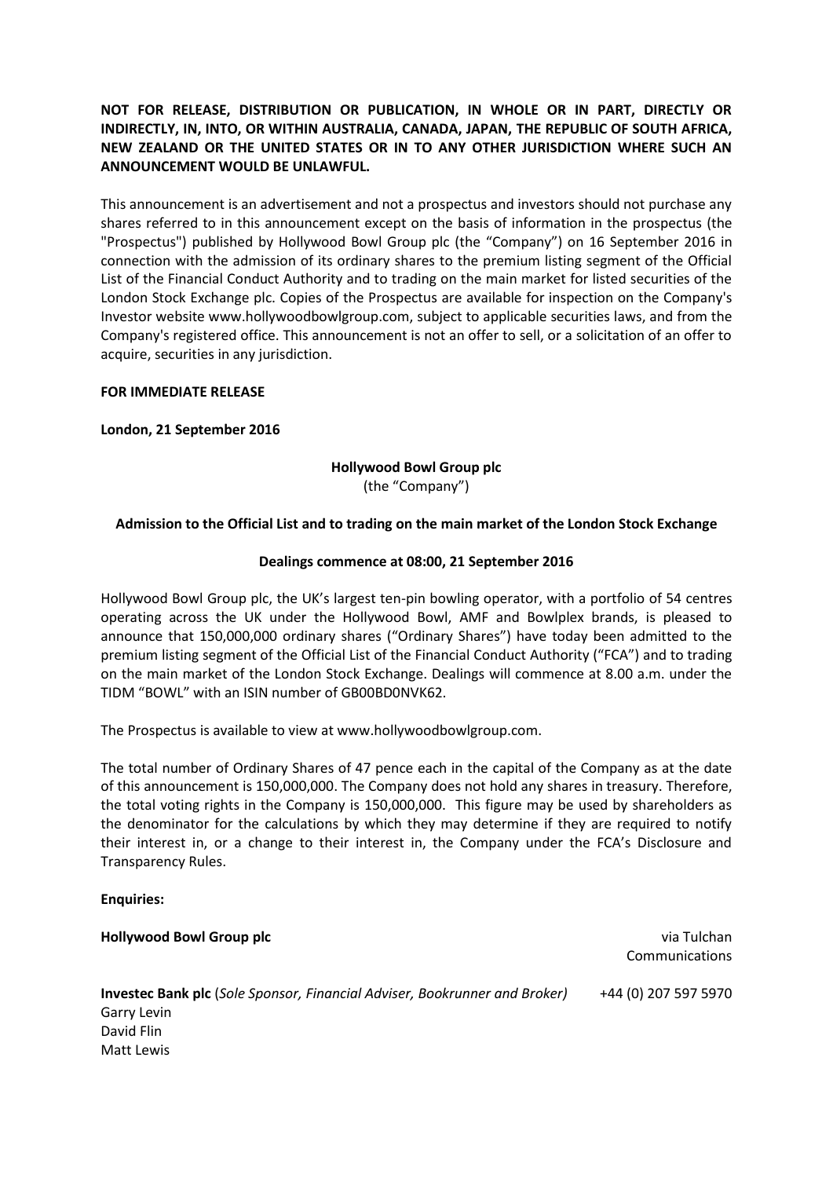**NOT FOR RELEASE, DISTRIBUTION OR PUBLICATION, IN WHOLE OR IN PART, DIRECTLY OR INDIRECTLY, IN, INTO, OR WITHIN AUSTRALIA, CANADA, JAPAN, THE REPUBLIC OF SOUTH AFRICA, NEW ZEALAND OR THE UNITED STATES OR IN TO ANY OTHER JURISDICTION WHERE SUCH AN ANNOUNCEMENT WOULD BE UNLAWFUL.**

This announcement is an advertisement and not a prospectus and investors should not purchase any shares referred to in this announcement except on the basis of information in the prospectus (the "Prospectus") published by Hollywood Bowl Group plc (the "Company") on 16 September 2016 in connection with the admission of its ordinary shares to the premium listing segment of the Official List of the Financial Conduct Authority and to trading on the main market for listed securities of the London Stock Exchange plc. Copies of the Prospectus are available for inspection on the Company's Investor website www.hollywoodbowlgroup.com, subject to applicable securities laws, and from the Company's registered office. This announcement is not an offer to sell, or a solicitation of an offer to acquire, securities in any jurisdiction.

**FOR IMMEDIATE RELEASE**

**London, 21 September 2016**

**Hollywood Bowl Group plc**
(the "Company")

**Admission to the Official List and to trading on the main market of the London Stock Exchange**

**Dealings commence at 08:00, 21 September 2016**

Hollywood Bowl Group plc, the UK's largest ten-pin bowling operator, with a portfolio of 54 centres operating across the UK under the Hollywood Bowl, AMF and Bowlplex brands, is pleased to announce that 150,000,000 ordinary shares ("Ordinary Shares") have today been admitted to the premium listing segment of the Official List of the Financial Conduct Authority ("FCA") and to trading on the main market of the London Stock Exchange. Dealings will commence at 8.00 a.m. under the TIDM "BOWL" with an ISIN number of GB00BD0NVK62.

The Prospectus is available to view at www.hollywoodbowlgroup.com.

The total number of Ordinary Shares of 47 pence each in the capital of the Company as at the date of this announcement is 150,000,000. The Company does not hold any shares in treasury. Therefore, the total voting rights in the Company is 150,000,000. This figure may be used by shareholders as the denominator for the calculations by which they may determine if they are required to notify their interest in, or a change to their interest in, the Company under the FCA's Disclosure and Transparency Rules.

**Enquiries:**

**Hollywood Bowl Group plc** — via Tulchan Communications

**Investec Bank plc** (*Sole Sponsor, Financial Adviser, Bookrunner and Broker*) — +44 (0) 207 597 5970
Garry Levin
David Flin
Matt Lewis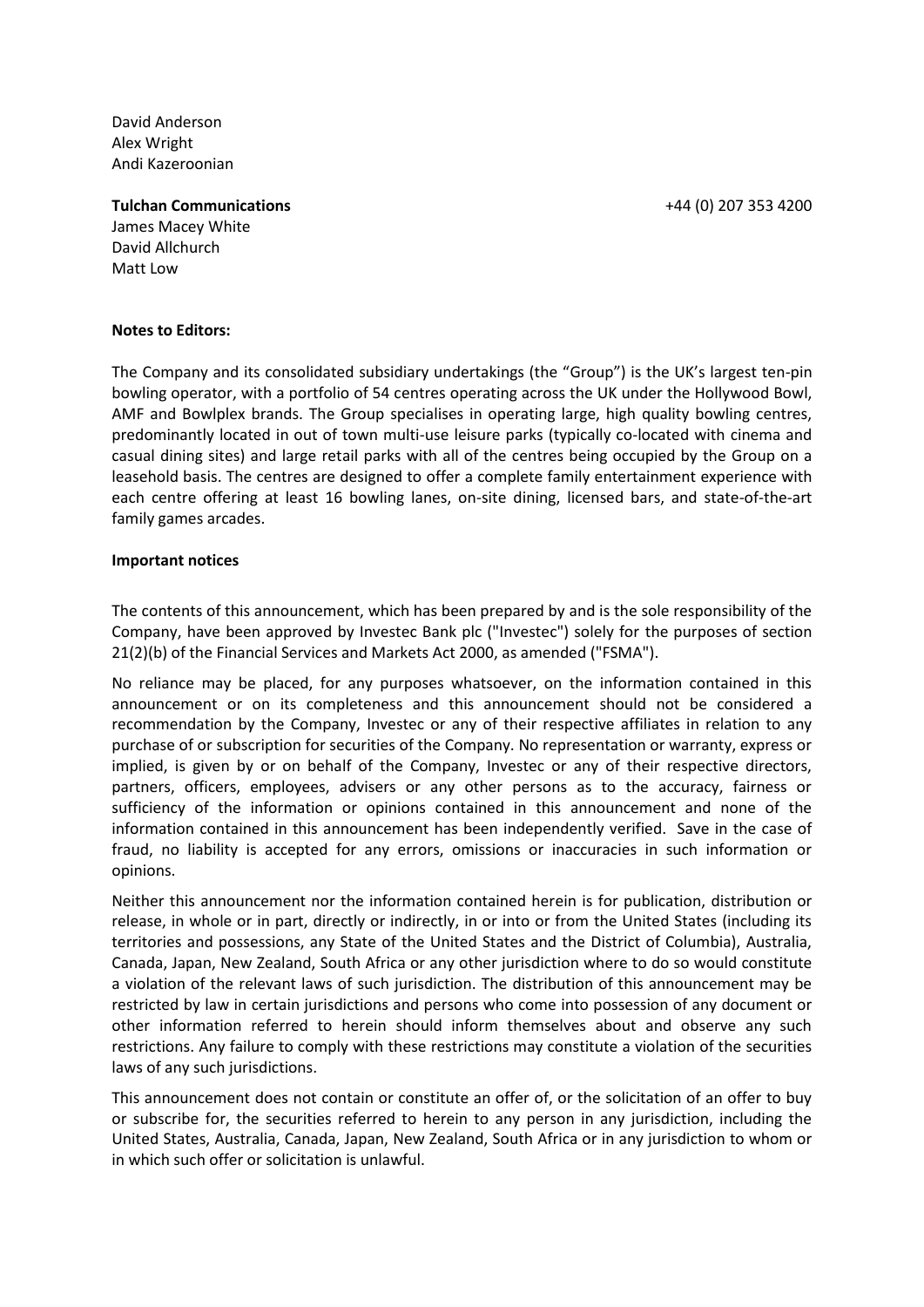David Anderson
Alex Wright
Andi Kazeroonian

**Tulchan Communications** +44 (0) 207 353 4200

James Macey White
David Allchurch
Matt Low

**Notes to Editors:**

The Company and its consolidated subsidiary undertakings (the "Group") is the UK's largest ten-pin bowling operator, with a portfolio of 54 centres operating across the UK under the Hollywood Bowl, AMF and Bowlplex brands. The Group specialises in operating large, high quality bowling centres, predominantly located in out of town multi-use leisure parks (typically co-located with cinema and casual dining sites) and large retail parks with all of the centres being occupied by the Group on a leasehold basis. The centres are designed to offer a complete family entertainment experience with each centre offering at least 16 bowling lanes, on-site dining, licensed bars, and state-of-the-art family games arcades.

**Important notices**

The contents of this announcement, which has been prepared by and is the sole responsibility of the Company, have been approved by Investec Bank plc ("Investec") solely for the purposes of section 21(2)(b) of the Financial Services and Markets Act 2000, as amended ("FSMA").

No reliance may be placed, for any purposes whatsoever, on the information contained in this announcement or on its completeness and this announcement should not be considered a recommendation by the Company, Investec or any of their respective affiliates in relation to any purchase of or subscription for securities of the Company. No representation or warranty, express or implied, is given by or on behalf of the Company, Investec or any of their respective directors, partners, officers, employees, advisers or any other persons as to the accuracy, fairness or sufficiency of the information or opinions contained in this announcement and none of the information contained in this announcement has been independently verified. Save in the case of fraud, no liability is accepted for any errors, omissions or inaccuracies in such information or opinions.

Neither this announcement nor the information contained herein is for publication, distribution or release, in whole or in part, directly or indirectly, in or into or from the United States (including its territories and possessions, any State of the United States and the District of Columbia), Australia, Canada, Japan, New Zealand, South Africa or any other jurisdiction where to do so would constitute a violation of the relevant laws of such jurisdiction. The distribution of this announcement may be restricted by law in certain jurisdictions and persons who come into possession of any document or other information referred to herein should inform themselves about and observe any such restrictions. Any failure to comply with these restrictions may constitute a violation of the securities laws of any such jurisdictions.

This announcement does not contain or constitute an offer of, or the solicitation of an offer to buy or subscribe for, the securities referred to herein to any person in any jurisdiction, including the United States, Australia, Canada, Japan, New Zealand, South Africa or in any jurisdiction to whom or in which such offer or solicitation is unlawful.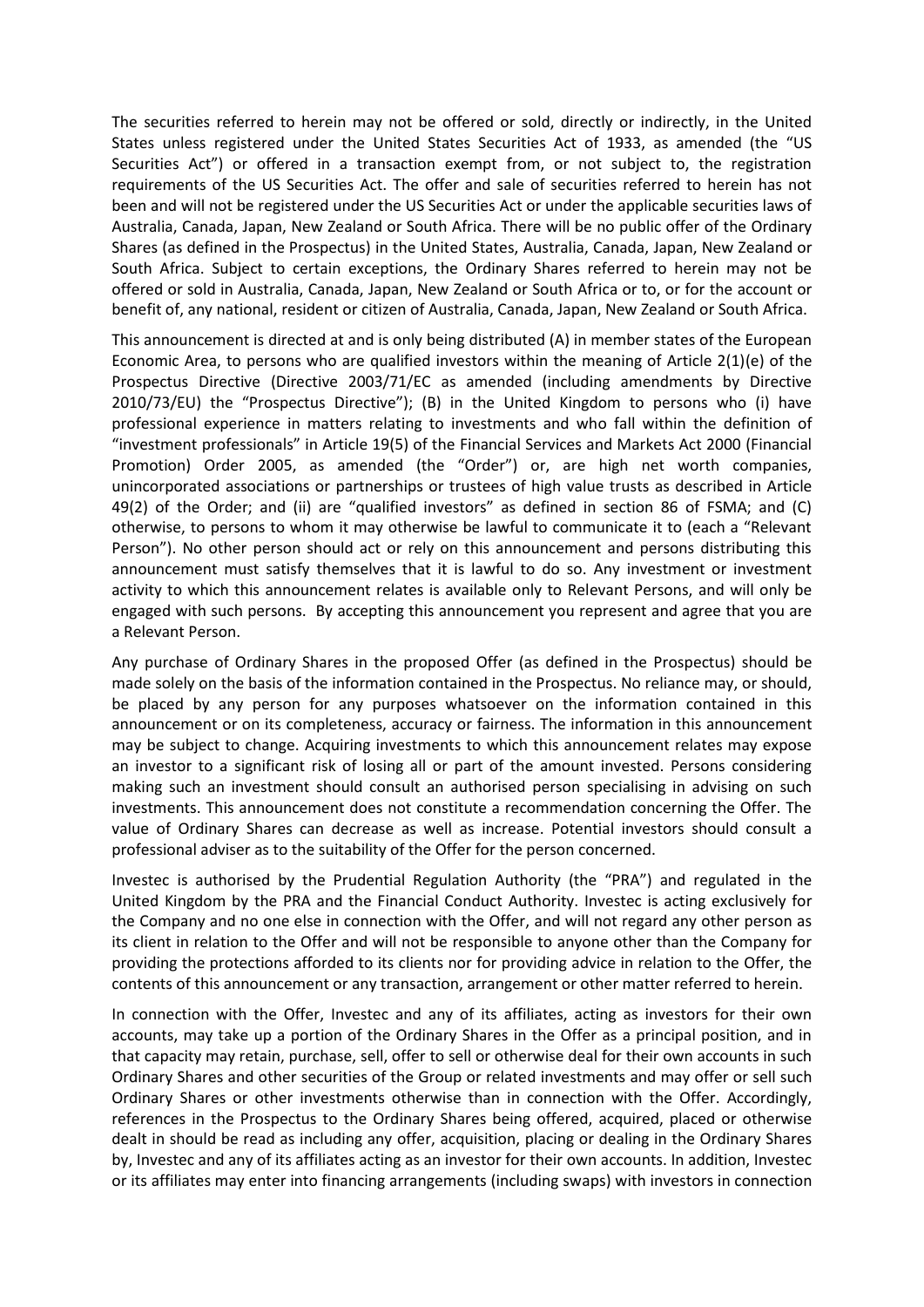The securities referred to herein may not be offered or sold, directly or indirectly, in the United States unless registered under the United States Securities Act of 1933, as amended (the "US Securities Act") or offered in a transaction exempt from, or not subject to, the registration requirements of the US Securities Act. The offer and sale of securities referred to herein has not been and will not be registered under the US Securities Act or under the applicable securities laws of Australia, Canada, Japan, New Zealand or South Africa. There will be no public offer of the Ordinary Shares (as defined in the Prospectus) in the United States, Australia, Canada, Japan, New Zealand or South Africa. Subject to certain exceptions, the Ordinary Shares referred to herein may not be offered or sold in Australia, Canada, Japan, New Zealand or South Africa or to, or for the account or benefit of, any national, resident or citizen of Australia, Canada, Japan, New Zealand or South Africa.

This announcement is directed at and is only being distributed (A) in member states of the European Economic Area, to persons who are qualified investors within the meaning of Article 2(1)(e) of the Prospectus Directive (Directive 2003/71/EC as amended (including amendments by Directive 2010/73/EU) the "Prospectus Directive"); (B) in the United Kingdom to persons who (i) have professional experience in matters relating to investments and who fall within the definition of "investment professionals" in Article 19(5) of the Financial Services and Markets Act 2000 (Financial Promotion) Order 2005, as amended (the "Order") or, are high net worth companies, unincorporated associations or partnerships or trustees of high value trusts as described in Article 49(2) of the Order; and (ii) are "qualified investors" as defined in section 86 of FSMA; and (C) otherwise, to persons to whom it may otherwise be lawful to communicate it to (each a "Relevant Person"). No other person should act or rely on this announcement and persons distributing this announcement must satisfy themselves that it is lawful to do so. Any investment or investment activity to which this announcement relates is available only to Relevant Persons, and will only be engaged with such persons. By accepting this announcement you represent and agree that you are a Relevant Person.

Any purchase of Ordinary Shares in the proposed Offer (as defined in the Prospectus) should be made solely on the basis of the information contained in the Prospectus. No reliance may, or should, be placed by any person for any purposes whatsoever on the information contained in this announcement or on its completeness, accuracy or fairness. The information in this announcement may be subject to change. Acquiring investments to which this announcement relates may expose an investor to a significant risk of losing all or part of the amount invested. Persons considering making such an investment should consult an authorised person specialising in advising on such investments. This announcement does not constitute a recommendation concerning the Offer. The value of Ordinary Shares can decrease as well as increase. Potential investors should consult a professional adviser as to the suitability of the Offer for the person concerned.

Investec is authorised by the Prudential Regulation Authority (the "PRA") and regulated in the United Kingdom by the PRA and the Financial Conduct Authority. Investec is acting exclusively for the Company and no one else in connection with the Offer, and will not regard any other person as its client in relation to the Offer and will not be responsible to anyone other than the Company for providing the protections afforded to its clients nor for providing advice in relation to the Offer, the contents of this announcement or any transaction, arrangement or other matter referred to herein.

In connection with the Offer, Investec and any of its affiliates, acting as investors for their own accounts, may take up a portion of the Ordinary Shares in the Offer as a principal position, and in that capacity may retain, purchase, sell, offer to sell or otherwise deal for their own accounts in such Ordinary Shares and other securities of the Group or related investments and may offer or sell such Ordinary Shares or other investments otherwise than in connection with the Offer. Accordingly, references in the Prospectus to the Ordinary Shares being offered, acquired, placed or otherwise dealt in should be read as including any offer, acquisition, placing or dealing in the Ordinary Shares by, Investec and any of its affiliates acting as an investor for their own accounts. In addition, Investec or its affiliates may enter into financing arrangements (including swaps) with investors in connection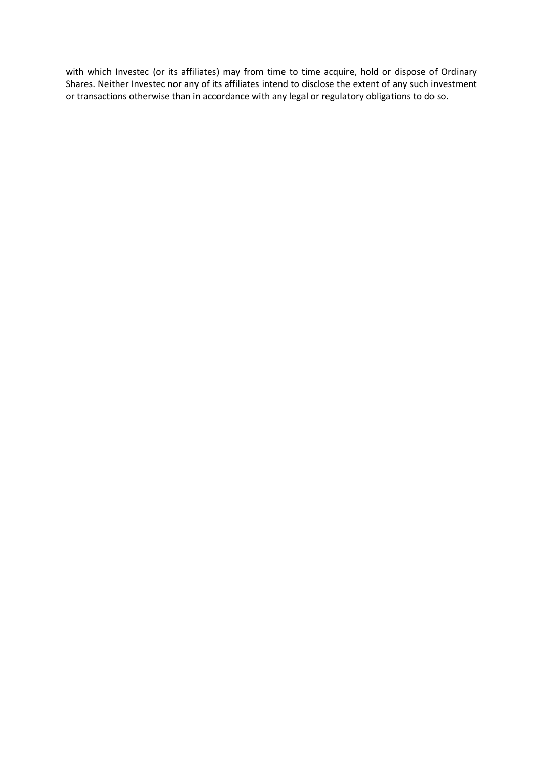with which Investec (or its affiliates) may from time to time acquire, hold or dispose of Ordinary Shares. Neither Investec nor any of its affiliates intend to disclose the extent of any such investment or transactions otherwise than in accordance with any legal or regulatory obligations to do so.